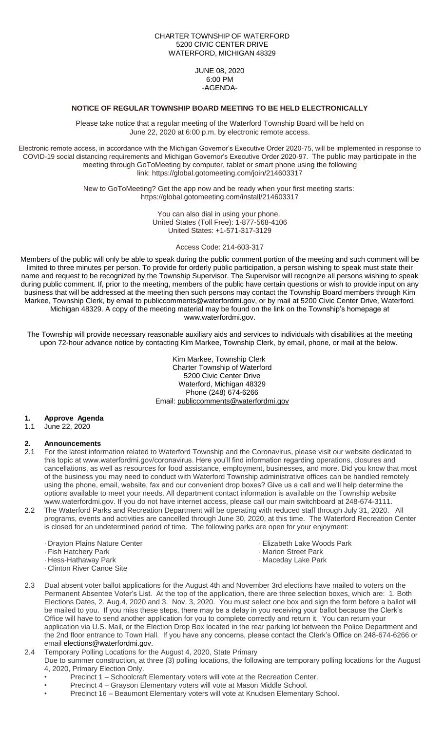CHARTER TOWNSHIP OF WATERFORD
5200 CIVIC CENTER DRIVE
WATERFORD, MICHIGAN 48329

JUNE 08, 2020
6:00 PM
-AGENDA-

**NOTICE OF REGULAR TOWNSHIP BOARD MEETING TO BE HELD ELECTRONICALLY**

Please take notice that a regular meeting of the Waterford Township Board will be held on June 22, 2020 at 6:00 p.m. by electronic remote access.

Electronic remote access, in accordance with the Michigan Governor's Executive Order 2020-75, will be implemented in response to COVID-19 social distancing requirements and Michigan Governor's Executive Order 2020-97. The public may participate in the meeting through GoToMeeting by computer, tablet or smart phone using the following link: https://global.gotomeeting.com/join/214603317

New to GoToMeeting? Get the app now and be ready when your first meeting starts: https://global.gotomeeting.com/install/214603317

You can also dial in using your phone.
United States (Toll Free): 1-877-568-4106
United States: +1-571-317-3129

Access Code: 214-603-317

Members of the public will only be able to speak during the public comment portion of the meeting and such comment will be limited to three minutes per person. To provide for orderly public participation, a person wishing to speak must state their name and request to be recognized by the Township Supervisor. The Supervisor will recognize all persons wishing to speak during public comment. If, prior to the meeting, members of the public have certain questions or wish to provide input on any business that will be addressed at the meeting then such persons may contact the Township Board members through Kim Markee, Township Clerk, by email to publiccomments@waterfordmi.gov, or by mail at 5200 Civic Center Drive, Waterford, Michigan 48329. A copy of the meeting material may be found on the link on the Township's homepage at www.waterfordmi.gov.

The Township will provide necessary reasonable auxiliary aids and services to individuals with disabilities at the meeting upon 72-hour advance notice by contacting Kim Markee, Township Clerk, by email, phone, or mail at the below.

Kim Markee, Township Clerk
Charter Township of Waterford
5200 Civic Center Drive
Waterford, Michigan 48329
Phone (248) 674-6266
Email: publiccomments@waterfordmi.gov

## 1. Approve Agenda

1.1 June 22, 2020

## 2. Announcements

2.1 For the latest information related to Waterford Township and the Coronavirus, please visit our website dedicated to this topic at www.waterfordmi.gov/coronavirus. Here you'll find information regarding operations, closures and cancellations, as well as resources for food assistance, employment, businesses, and more. Did you know that most of the business you may need to conduct with Waterford Township administrative offices can be handled remotely using the phone, email, website, fax and our convenient drop boxes? Give us a call and we'll help determine the options available to meet your needs. All department contact information is available on the Township website www.waterfordmi.gov. If you do not have internet access, please call our main switchboard at 248-674-3111.

2.2 The Waterford Parks and Recreation Department will be operating with reduced staff through July 31, 2020. All programs, events and activities are cancelled through June 30, 2020, at this time. The Waterford Recreation Center is closed for an undetermined period of time. The following parks are open for your enjoyment:

- Drayton Plains Nature Center
- Fish Hatchery Park
- Hess-Hathaway Park
- Clinton River Canoe Site
- Elizabeth Lake Woods Park
- Marion Street Park
- Maceday Lake Park

2.3 Dual absent voter ballot applications for the August 4th and November 3rd elections have mailed to voters on the Permanent Absentee Voter's List. At the top of the application, there are three selection boxes, which are: 1. Both Elections Dates, 2. Aug.4, 2020 and 3. Nov. 3, 2020. You must select one box and sign the form before a ballot will be mailed to you. If you miss these steps, there may be a delay in you receiving your ballot because the Clerk's Office will have to send another application for you to complete correctly and return it. You can return your application via U.S. Mail, or the Election Drop Box located in the rear parking lot between the Police Department and the 2nd floor entrance to Town Hall. If you have any concerns, please contact the Clerk's Office on 248-674-6266 or email elections@waterfordmi.gov.

2.4 Temporary Polling Locations for the August 4, 2020, State Primary
Due to summer construction, at three (3) polling locations, the following are temporary polling locations for the August 4, 2020, Primary Election Only.

- Precinct 1 – Schoolcraft Elementary voters will vote at the Recreation Center.
- Precinct 4 – Grayson Elementary voters will vote at Mason Middle School.
- Precinct 16 – Beaumont Elementary voters will vote at Knudsen Elementary School.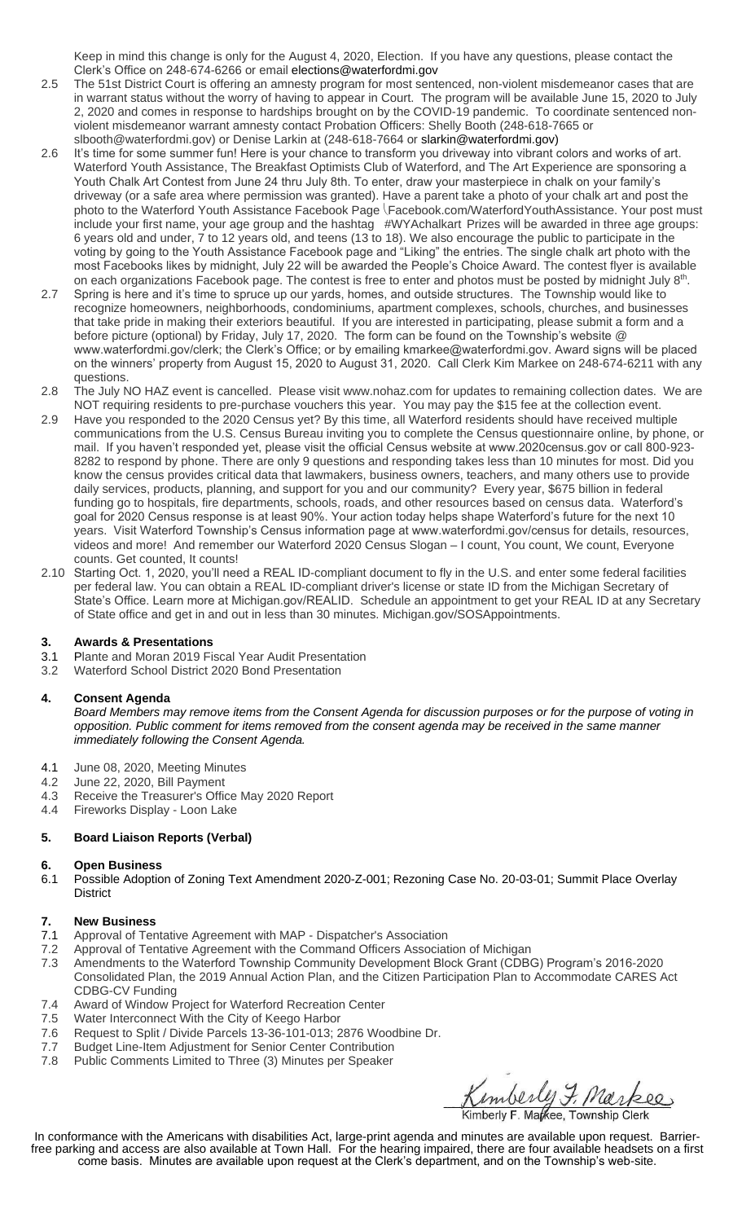Keep in mind this change is only for the August 4, 2020, Election. If you have any questions, please contact the Clerk's Office on 248-674-6266 or email elections@waterfordmi.gov

2.5 The 51st District Court is offering an amnesty program for most sentenced, non-violent misdemeanor cases that are in warrant status without the worry of having to appear in Court. The program will be available June 15, 2020 to July 2, 2020 and comes in response to hardships brought on by the COVID-19 pandemic. To coordinate sentenced non-violent misdemeanor warrant amnesty contact Probation Officers: Shelly Booth (248-618-7665 or slbooth@waterfordmi.gov) or Denise Larkin at (248-618-7664 or slarkin@waterfordmi.gov)

2.6 It's time for some summer fun! Here is your chance to transform you driveway into vibrant colors and works of art. Waterford Youth Assistance, The Breakfast Optimists Club of Waterford, and The Art Experience are sponsoring a Youth Chalk Art Contest from June 24 thru July 8th. To enter, draw your masterpiece in chalk on your family's driveway (or a safe area where permission was granted). Have a parent take a photo of your chalk art and post the photo to the Waterford Youth Assistance Facebook Page \Facebook.com/WaterfordYouthAssistance. Your post must include your first name, your age group and the hashtag #WYAchalkart Prizes will be awarded in three age groups: 6 years old and under, 7 to 12 years old, and teens (13 to 18). We also encourage the public to participate in the voting by going to the Youth Assistance Facebook page and "Liking" the entries. The single chalk art photo with the most Facebooks likes by midnight, July 22 will be awarded the People's Choice Award. The contest flyer is available on each organizations Facebook page. The contest is free to enter and photos must be posted by midnight July 8th.

2.7 Spring is here and it's time to spruce up our yards, homes, and outside structures. The Township would like to recognize homeowners, neighborhoods, condominiums, apartment complexes, schools, churches, and businesses that take pride in making their exteriors beautiful. If you are interested in participating, please submit a form and a before picture (optional) by Friday, July 17, 2020. The form can be found on the Township's website @ www.waterfordmi.gov/clerk; the Clerk's Office; or by emailing kmarkee@waterfordmi.gov. Award signs will be placed on the winners' property from August 15, 2020 to August 31, 2020. Call Clerk Kim Markee on 248-674-6211 with any questions.

2.8 The July NO HAZ event is cancelled. Please visit www.nohaz.com for updates to remaining collection dates. We are NOT requiring residents to pre-purchase vouchers this year. You may pay the $15 fee at the collection event.

2.9 Have you responded to the 2020 Census yet? By this time, all Waterford residents should have received multiple communications from the U.S. Census Bureau inviting you to complete the Census questionnaire online, by phone, or mail. If you haven't responded yet, please visit the official Census website at www.2020census.gov or call 800-923-8282 to respond by phone. There are only 9 questions and responding takes less than 10 minutes for most. Did you know the census provides critical data that lawmakers, business owners, teachers, and many others use to provide daily services, products, planning, and support for you and our community? Every year, $675 billion in federal funding go to hospitals, fire departments, schools, roads, and other resources based on census data. Waterford's goal for 2020 Census response is at least 90%. Your action today helps shape Waterford's future for the next 10 years. Visit Waterford Township's Census information page at www.waterfordmi.gov/census for details, resources, videos and more! And remember our Waterford 2020 Census Slogan – I count, You count, We count, Everyone counts. Get counted, It counts!

2.10 Starting Oct. 1, 2020, you'll need a REAL ID-compliant document to fly in the U.S. and enter some federal facilities per federal law. You can obtain a REAL ID-compliant driver's license or state ID from the Michigan Secretary of State's Office. Learn more at Michigan.gov/REALID. Schedule an appointment to get your REAL ID at any Secretary of State office and get in and out in less than 30 minutes. Michigan.gov/SOSAppointments.

## 3. Awards & Presentations

3.1 Plante and Moran 2019 Fiscal Year Audit Presentation
3.2 Waterford School District 2020 Bond Presentation

## 4. Consent Agenda

*Board Members may remove items from the Consent Agenda for discussion purposes or for the purpose of voting in opposition. Public comment for items removed from the consent agenda may be received in the same manner immediately following the Consent Agenda.*

4.1 June 08, 2020, Meeting Minutes
4.2 June 22, 2020, Bill Payment
4.3 Receive the Treasurer's Office May 2020 Report
4.4 Fireworks Display - Loon Lake

## 5. Board Liaison Reports (Verbal)

## 6. Open Business

6.1 Possible Adoption of Zoning Text Amendment 2020-Z-001; Rezoning Case No. 20-03-01; Summit Place Overlay District

## 7. New Business

7.1 Approval of Tentative Agreement with MAP - Dispatcher's Association
7.2 Approval of Tentative Agreement with the Command Officers Association of Michigan
7.3 Amendments to the Waterford Township Community Development Block Grant (CDBG) Program's 2016-2020 Consolidated Plan, the 2019 Annual Action Plan, and the Citizen Participation Plan to Accommodate CARES Act CDBG-CV Funding
7.4 Award of Window Project for Waterford Recreation Center
7.5 Water Interconnect With the City of Keego Harbor
7.6 Request to Split / Divide Parcels 13-36-101-013; 2876 Woodbine Dr.
7.7 Budget Line-Item Adjustment for Senior Center Contribution
7.8 Public Comments Limited to Three (3) Minutes per Speaker

Kimberly F. Markee

Kimberly F. Markee, Township Clerk

In conformance with the Americans with disabilities Act, large-print agenda and minutes are available upon request. Barrier-free parking and access are also available at Town Hall. For the hearing impaired, there are four available headsets on a first come basis. Minutes are available upon request at the Clerk's department, and on the Township's web-site.